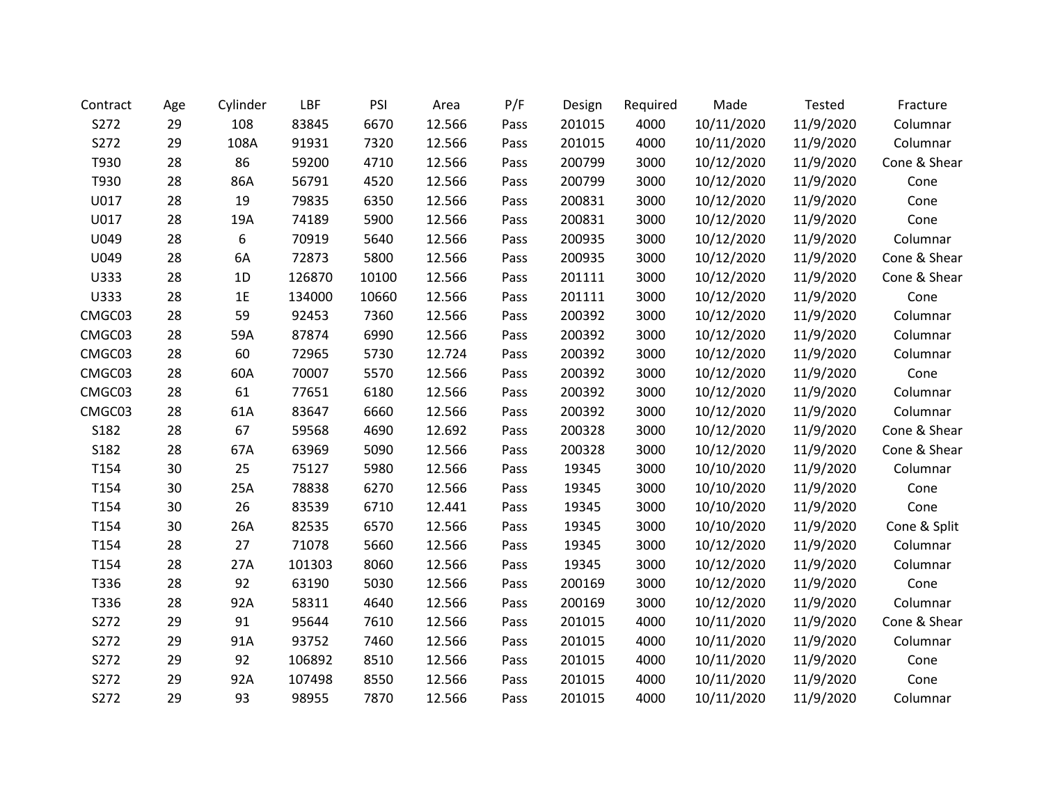| Contract | Age | Cylinder | LBF | PSI | Area | P/F | Design | Required | Made | Tested | Fracture |
|---|---|---|---|---|---|---|---|---|---|---|---|
| S272 | 29 | 108 | 83845 | 6670 | 12.566 | Pass | 201015 | 4000 | 10/11/2020 | 11/9/2020 | Columnar |
| S272 | 29 | 108A | 91931 | 7320 | 12.566 | Pass | 201015 | 4000 | 10/11/2020 | 11/9/2020 | Columnar |
| T930 | 28 | 86 | 59200 | 4710 | 12.566 | Pass | 200799 | 3000 | 10/12/2020 | 11/9/2020 | Cone & Shear |
| T930 | 28 | 86A | 56791 | 4520 | 12.566 | Pass | 200799 | 3000 | 10/12/2020 | 11/9/2020 | Cone |
| U017 | 28 | 19 | 79835 | 6350 | 12.566 | Pass | 200831 | 3000 | 10/12/2020 | 11/9/2020 | Cone |
| U017 | 28 | 19A | 74189 | 5900 | 12.566 | Pass | 200831 | 3000 | 10/12/2020 | 11/9/2020 | Cone |
| U049 | 28 | 6 | 70919 | 5640 | 12.566 | Pass | 200935 | 3000 | 10/12/2020 | 11/9/2020 | Columnar |
| U049 | 28 | 6A | 72873 | 5800 | 12.566 | Pass | 200935 | 3000 | 10/12/2020 | 11/9/2020 | Cone & Shear |
| U333 | 28 | 1D | 126870 | 10100 | 12.566 | Pass | 201111 | 3000 | 10/12/2020 | 11/9/2020 | Cone & Shear |
| U333 | 28 | 1E | 134000 | 10660 | 12.566 | Pass | 201111 | 3000 | 10/12/2020 | 11/9/2020 | Cone |
| CMGC03 | 28 | 59 | 92453 | 7360 | 12.566 | Pass | 200392 | 3000 | 10/12/2020 | 11/9/2020 | Columnar |
| CMGC03 | 28 | 59A | 87874 | 6990 | 12.566 | Pass | 200392 | 3000 | 10/12/2020 | 11/9/2020 | Columnar |
| CMGC03 | 28 | 60 | 72965 | 5730 | 12.724 | Pass | 200392 | 3000 | 10/12/2020 | 11/9/2020 | Columnar |
| CMGC03 | 28 | 60A | 70007 | 5570 | 12.566 | Pass | 200392 | 3000 | 10/12/2020 | 11/9/2020 | Cone |
| CMGC03 | 28 | 61 | 77651 | 6180 | 12.566 | Pass | 200392 | 3000 | 10/12/2020 | 11/9/2020 | Columnar |
| CMGC03 | 28 | 61A | 83647 | 6660 | 12.566 | Pass | 200392 | 3000 | 10/12/2020 | 11/9/2020 | Columnar |
| S182 | 28 | 67 | 59568 | 4690 | 12.692 | Pass | 200328 | 3000 | 10/12/2020 | 11/9/2020 | Cone & Shear |
| S182 | 28 | 67A | 63969 | 5090 | 12.566 | Pass | 200328 | 3000 | 10/12/2020 | 11/9/2020 | Cone & Shear |
| T154 | 30 | 25 | 75127 | 5980 | 12.566 | Pass | 19345 | 3000 | 10/10/2020 | 11/9/2020 | Columnar |
| T154 | 30 | 25A | 78838 | 6270 | 12.566 | Pass | 19345 | 3000 | 10/10/2020 | 11/9/2020 | Cone |
| T154 | 30 | 26 | 83539 | 6710 | 12.441 | Pass | 19345 | 3000 | 10/10/2020 | 11/9/2020 | Cone |
| T154 | 30 | 26A | 82535 | 6570 | 12.566 | Pass | 19345 | 3000 | 10/10/2020 | 11/9/2020 | Cone & Split |
| T154 | 28 | 27 | 71078 | 5660 | 12.566 | Pass | 19345 | 3000 | 10/12/2020 | 11/9/2020 | Columnar |
| T154 | 28 | 27A | 101303 | 8060 | 12.566 | Pass | 19345 | 3000 | 10/12/2020 | 11/9/2020 | Columnar |
| T336 | 28 | 92 | 63190 | 5030 | 12.566 | Pass | 200169 | 3000 | 10/12/2020 | 11/9/2020 | Cone |
| T336 | 28 | 92A | 58311 | 4640 | 12.566 | Pass | 200169 | 3000 | 10/12/2020 | 11/9/2020 | Columnar |
| S272 | 29 | 91 | 95644 | 7610 | 12.566 | Pass | 201015 | 4000 | 10/11/2020 | 11/9/2020 | Cone & Shear |
| S272 | 29 | 91A | 93752 | 7460 | 12.566 | Pass | 201015 | 4000 | 10/11/2020 | 11/9/2020 | Columnar |
| S272 | 29 | 92 | 106892 | 8510 | 12.566 | Pass | 201015 | 4000 | 10/11/2020 | 11/9/2020 | Cone |
| S272 | 29 | 92A | 107498 | 8550 | 12.566 | Pass | 201015 | 4000 | 10/11/2020 | 11/9/2020 | Cone |
| S272 | 29 | 93 | 98955 | 7870 | 12.566 | Pass | 201015 | 4000 | 10/11/2020 | 11/9/2020 | Columnar |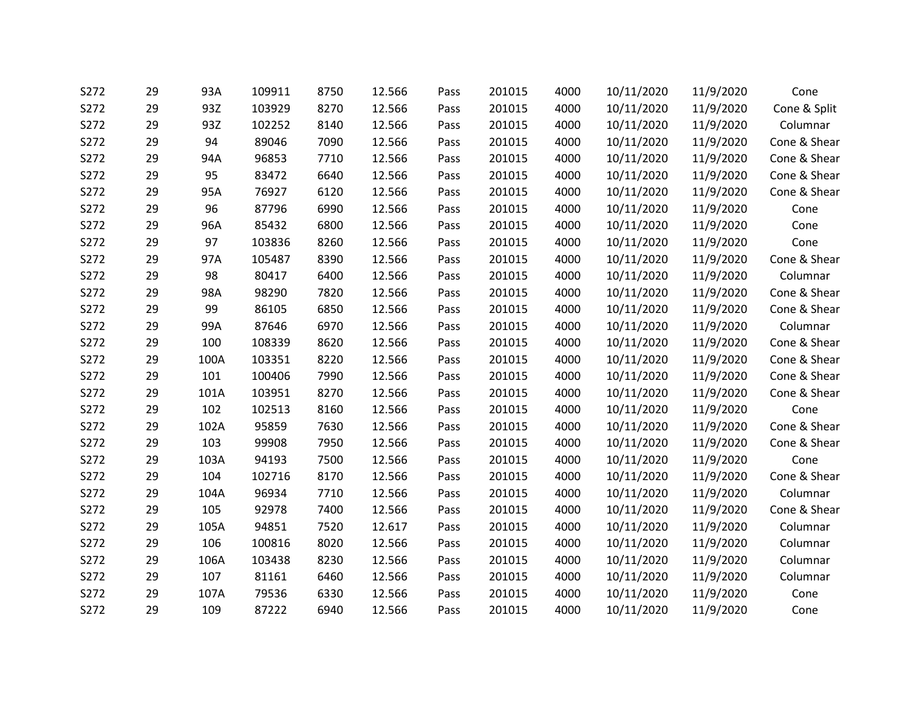| | | | | | | | | | | | | |
|---|---|---|---|---|---|---|---|---|---|---|---|---|
| S272 | 29 | 93A | 109911 | 8750 | 12.566 | Pass | 201015 | 4000 | 10/11/2020 | 11/9/2020 | Cone |
| S272 | 29 | 93Z | 103929 | 8270 | 12.566 | Pass | 201015 | 4000 | 10/11/2020 | 11/9/2020 | Cone & Split |
| S272 | 29 | 93Z | 102252 | 8140 | 12.566 | Pass | 201015 | 4000 | 10/11/2020 | 11/9/2020 | Columnar |
| S272 | 29 | 94 | 89046 | 7090 | 12.566 | Pass | 201015 | 4000 | 10/11/2020 | 11/9/2020 | Cone & Shear |
| S272 | 29 | 94A | 96853 | 7710 | 12.566 | Pass | 201015 | 4000 | 10/11/2020 | 11/9/2020 | Cone & Shear |
| S272 | 29 | 95 | 83472 | 6640 | 12.566 | Pass | 201015 | 4000 | 10/11/2020 | 11/9/2020 | Cone & Shear |
| S272 | 29 | 95A | 76927 | 6120 | 12.566 | Pass | 201015 | 4000 | 10/11/2020 | 11/9/2020 | Cone & Shear |
| S272 | 29 | 96 | 87796 | 6990 | 12.566 | Pass | 201015 | 4000 | 10/11/2020 | 11/9/2020 | Cone |
| S272 | 29 | 96A | 85432 | 6800 | 12.566 | Pass | 201015 | 4000 | 10/11/2020 | 11/9/2020 | Cone |
| S272 | 29 | 97 | 103836 | 8260 | 12.566 | Pass | 201015 | 4000 | 10/11/2020 | 11/9/2020 | Cone |
| S272 | 29 | 97A | 105487 | 8390 | 12.566 | Pass | 201015 | 4000 | 10/11/2020 | 11/9/2020 | Cone & Shear |
| S272 | 29 | 98 | 80417 | 6400 | 12.566 | Pass | 201015 | 4000 | 10/11/2020 | 11/9/2020 | Columnar |
| S272 | 29 | 98A | 98290 | 7820 | 12.566 | Pass | 201015 | 4000 | 10/11/2020 | 11/9/2020 | Cone & Shear |
| S272 | 29 | 99 | 86105 | 6850 | 12.566 | Pass | 201015 | 4000 | 10/11/2020 | 11/9/2020 | Cone & Shear |
| S272 | 29 | 99A | 87646 | 6970 | 12.566 | Pass | 201015 | 4000 | 10/11/2020 | 11/9/2020 | Columnar |
| S272 | 29 | 100 | 108339 | 8620 | 12.566 | Pass | 201015 | 4000 | 10/11/2020 | 11/9/2020 | Cone & Shear |
| S272 | 29 | 100A | 103351 | 8220 | 12.566 | Pass | 201015 | 4000 | 10/11/2020 | 11/9/2020 | Cone & Shear |
| S272 | 29 | 101 | 100406 | 7990 | 12.566 | Pass | 201015 | 4000 | 10/11/2020 | 11/9/2020 | Cone & Shear |
| S272 | 29 | 101A | 103951 | 8270 | 12.566 | Pass | 201015 | 4000 | 10/11/2020 | 11/9/2020 | Cone & Shear |
| S272 | 29 | 102 | 102513 | 8160 | 12.566 | Pass | 201015 | 4000 | 10/11/2020 | 11/9/2020 | Cone |
| S272 | 29 | 102A | 95859 | 7630 | 12.566 | Pass | 201015 | 4000 | 10/11/2020 | 11/9/2020 | Cone & Shear |
| S272 | 29 | 103 | 99908 | 7950 | 12.566 | Pass | 201015 | 4000 | 10/11/2020 | 11/9/2020 | Cone & Shear |
| S272 | 29 | 103A | 94193 | 7500 | 12.566 | Pass | 201015 | 4000 | 10/11/2020 | 11/9/2020 | Cone |
| S272 | 29 | 104 | 102716 | 8170 | 12.566 | Pass | 201015 | 4000 | 10/11/2020 | 11/9/2020 | Cone & Shear |
| S272 | 29 | 104A | 96934 | 7710 | 12.566 | Pass | 201015 | 4000 | 10/11/2020 | 11/9/2020 | Columnar |
| S272 | 29 | 105 | 92978 | 7400 | 12.566 | Pass | 201015 | 4000 | 10/11/2020 | 11/9/2020 | Cone & Shear |
| S272 | 29 | 105A | 94851 | 7520 | 12.617 | Pass | 201015 | 4000 | 10/11/2020 | 11/9/2020 | Columnar |
| S272 | 29 | 106 | 100816 | 8020 | 12.566 | Pass | 201015 | 4000 | 10/11/2020 | 11/9/2020 | Columnar |
| S272 | 29 | 106A | 103438 | 8230 | 12.566 | Pass | 201015 | 4000 | 10/11/2020 | 11/9/2020 | Columnar |
| S272 | 29 | 107 | 81161 | 6460 | 12.566 | Pass | 201015 | 4000 | 10/11/2020 | 11/9/2020 | Columnar |
| S272 | 29 | 107A | 79536 | 6330 | 12.566 | Pass | 201015 | 4000 | 10/11/2020 | 11/9/2020 | Cone |
| S272 | 29 | 109 | 87222 | 6940 | 12.566 | Pass | 201015 | 4000 | 10/11/2020 | 11/9/2020 | Cone |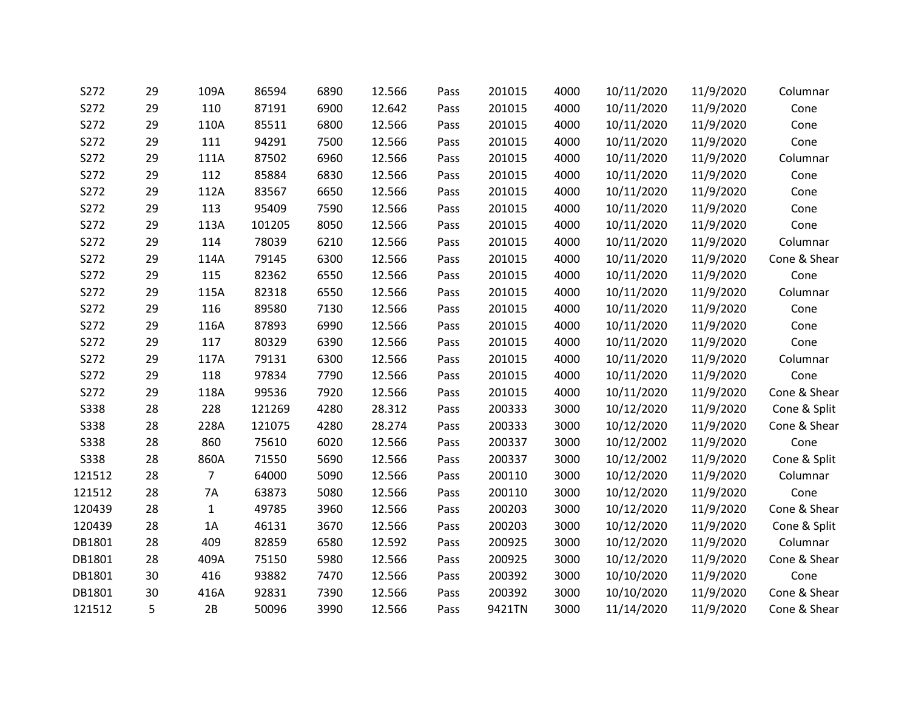|  |  |  |  |  |  |  |  |  |  |  |  |
|---|---|---|---|---|---|---|---|---|---|---|---|
| S272 | 29 | 109A | 86594 | 6890 | 12.566 | Pass | 201015 | 4000 | 10/11/2020 | 11/9/2020 | Columnar |
| S272 | 29 | 110 | 87191 | 6900 | 12.642 | Pass | 201015 | 4000 | 10/11/2020 | 11/9/2020 | Cone |
| S272 | 29 | 110A | 85511 | 6800 | 12.566 | Pass | 201015 | 4000 | 10/11/2020 | 11/9/2020 | Cone |
| S272 | 29 | 111 | 94291 | 7500 | 12.566 | Pass | 201015 | 4000 | 10/11/2020 | 11/9/2020 | Cone |
| S272 | 29 | 111A | 87502 | 6960 | 12.566 | Pass | 201015 | 4000 | 10/11/2020 | 11/9/2020 | Columnar |
| S272 | 29 | 112 | 85884 | 6830 | 12.566 | Pass | 201015 | 4000 | 10/11/2020 | 11/9/2020 | Cone |
| S272 | 29 | 112A | 83567 | 6650 | 12.566 | Pass | 201015 | 4000 | 10/11/2020 | 11/9/2020 | Cone |
| S272 | 29 | 113 | 95409 | 7590 | 12.566 | Pass | 201015 | 4000 | 10/11/2020 | 11/9/2020 | Cone |
| S272 | 29 | 113A | 101205 | 8050 | 12.566 | Pass | 201015 | 4000 | 10/11/2020 | 11/9/2020 | Cone |
| S272 | 29 | 114 | 78039 | 6210 | 12.566 | Pass | 201015 | 4000 | 10/11/2020 | 11/9/2020 | Columnar |
| S272 | 29 | 114A | 79145 | 6300 | 12.566 | Pass | 201015 | 4000 | 10/11/2020 | 11/9/2020 | Cone & Shear |
| S272 | 29 | 115 | 82362 | 6550 | 12.566 | Pass | 201015 | 4000 | 10/11/2020 | 11/9/2020 | Cone |
| S272 | 29 | 115A | 82318 | 6550 | 12.566 | Pass | 201015 | 4000 | 10/11/2020 | 11/9/2020 | Columnar |
| S272 | 29 | 116 | 89580 | 7130 | 12.566 | Pass | 201015 | 4000 | 10/11/2020 | 11/9/2020 | Cone |
| S272 | 29 | 116A | 87893 | 6990 | 12.566 | Pass | 201015 | 4000 | 10/11/2020 | 11/9/2020 | Cone |
| S272 | 29 | 117 | 80329 | 6390 | 12.566 | Pass | 201015 | 4000 | 10/11/2020 | 11/9/2020 | Cone |
| S272 | 29 | 117A | 79131 | 6300 | 12.566 | Pass | 201015 | 4000 | 10/11/2020 | 11/9/2020 | Columnar |
| S272 | 29 | 118 | 97834 | 7790 | 12.566 | Pass | 201015 | 4000 | 10/11/2020 | 11/9/2020 | Cone |
| S272 | 29 | 118A | 99536 | 7920 | 12.566 | Pass | 201015 | 4000 | 10/11/2020 | 11/9/2020 | Cone & Shear |
| S338 | 28 | 228 | 121269 | 4280 | 28.312 | Pass | 200333 | 3000 | 10/12/2020 | 11/9/2020 | Cone & Split |
| S338 | 28 | 228A | 121075 | 4280 | 28.274 | Pass | 200333 | 3000 | 10/12/2020 | 11/9/2020 | Cone & Shear |
| S338 | 28 | 860 | 75610 | 6020 | 12.566 | Pass | 200337 | 3000 | 10/12/2002 | 11/9/2020 | Cone |
| S338 | 28 | 860A | 71550 | 5690 | 12.566 | Pass | 200337 | 3000 | 10/12/2002 | 11/9/2020 | Cone & Split |
| 121512 | 28 | 7 | 64000 | 5090 | 12.566 | Pass | 200110 | 3000 | 10/12/2020 | 11/9/2020 | Columnar |
| 121512 | 28 | 7A | 63873 | 5080 | 12.566 | Pass | 200110 | 3000 | 10/12/2020 | 11/9/2020 | Cone |
| 120439 | 28 | 1 | 49785 | 3960 | 12.566 | Pass | 200203 | 3000 | 10/12/2020 | 11/9/2020 | Cone & Shear |
| 120439 | 28 | 1A | 46131 | 3670 | 12.566 | Pass | 200203 | 3000 | 10/12/2020 | 11/9/2020 | Cone & Split |
| DB1801 | 28 | 409 | 82859 | 6580 | 12.592 | Pass | 200925 | 3000 | 10/12/2020 | 11/9/2020 | Columnar |
| DB1801 | 28 | 409A | 75150 | 5980 | 12.566 | Pass | 200925 | 3000 | 10/12/2020 | 11/9/2020 | Cone & Shear |
| DB1801 | 30 | 416 | 93882 | 7470 | 12.566 | Pass | 200392 | 3000 | 10/10/2020 | 11/9/2020 | Cone |
| DB1801 | 30 | 416A | 92831 | 7390 | 12.566 | Pass | 200392 | 3000 | 10/10/2020 | 11/9/2020 | Cone & Shear |
| 121512 | 5 | 2B | 50096 | 3990 | 12.566 | Pass | 9421TN | 3000 | 11/14/2020 | 11/9/2020 | Cone & Shear |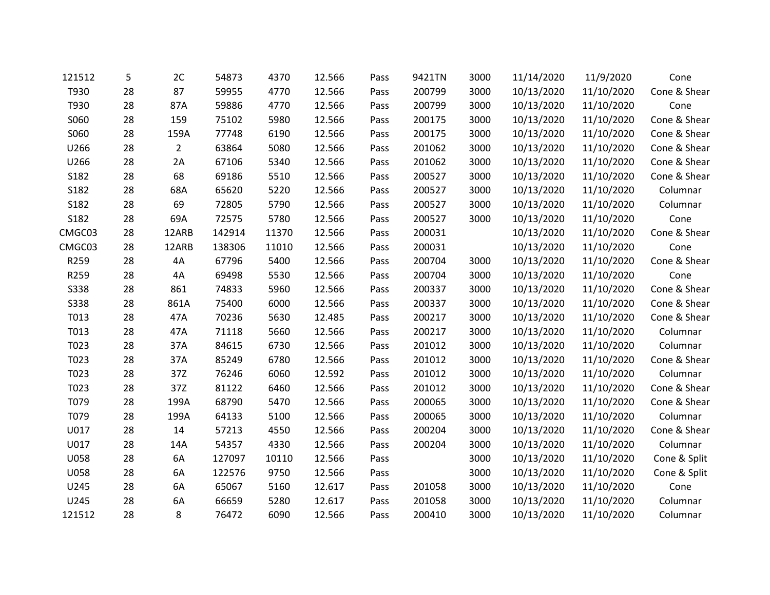| | | | | | | | | | | | |
|---|---|---|---|---|---|---|---|---|---|---|---|
| 121512 | 5 | 2C | 54873 | 4370 | 12.566 | Pass | 9421TN | 3000 | 11/14/2020 | 11/9/2020 | Cone |
| T930 | 28 | 87 | 59955 | 4770 | 12.566 | Pass | 200799 | 3000 | 10/13/2020 | 11/10/2020 | Cone & Shear |
| T930 | 28 | 87A | 59886 | 4770 | 12.566 | Pass | 200799 | 3000 | 10/13/2020 | 11/10/2020 | Cone |
| S060 | 28 | 159 | 75102 | 5980 | 12.566 | Pass | 200175 | 3000 | 10/13/2020 | 11/10/2020 | Cone & Shear |
| S060 | 28 | 159A | 77748 | 6190 | 12.566 | Pass | 200175 | 3000 | 10/13/2020 | 11/10/2020 | Cone & Shear |
| U266 | 28 | 2 | 63864 | 5080 | 12.566 | Pass | 201062 | 3000 | 10/13/2020 | 11/10/2020 | Cone & Shear |
| U266 | 28 | 2A | 67106 | 5340 | 12.566 | Pass | 201062 | 3000 | 10/13/2020 | 11/10/2020 | Cone & Shear |
| S182 | 28 | 68 | 69186 | 5510 | 12.566 | Pass | 200527 | 3000 | 10/13/2020 | 11/10/2020 | Cone & Shear |
| S182 | 28 | 68A | 65620 | 5220 | 12.566 | Pass | 200527 | 3000 | 10/13/2020 | 11/10/2020 | Columnar |
| S182 | 28 | 69 | 72805 | 5790 | 12.566 | Pass | 200527 | 3000 | 10/13/2020 | 11/10/2020 | Columnar |
| S182 | 28 | 69A | 72575 | 5780 | 12.566 | Pass | 200527 | 3000 | 10/13/2020 | 11/10/2020 | Cone |
| CMGC03 | 28 | 12ARB | 142914 | 11370 | 12.566 | Pass | 200031 | | 10/13/2020 | 11/10/2020 | Cone & Shear |
| CMGC03 | 28 | 12ARB | 138306 | 11010 | 12.566 | Pass | 200031 | | 10/13/2020 | 11/10/2020 | Cone |
| R259 | 28 | 4A | 67796 | 5400 | 12.566 | Pass | 200704 | 3000 | 10/13/2020 | 11/10/2020 | Cone & Shear |
| R259 | 28 | 4A | 69498 | 5530 | 12.566 | Pass | 200704 | 3000 | 10/13/2020 | 11/10/2020 | Cone |
| S338 | 28 | 861 | 74833 | 5960 | 12.566 | Pass | 200337 | 3000 | 10/13/2020 | 11/10/2020 | Cone & Shear |
| S338 | 28 | 861A | 75400 | 6000 | 12.566 | Pass | 200337 | 3000 | 10/13/2020 | 11/10/2020 | Cone & Shear |
| T013 | 28 | 47A | 70236 | 5630 | 12.485 | Pass | 200217 | 3000 | 10/13/2020 | 11/10/2020 | Cone & Shear |
| T013 | 28 | 47A | 71118 | 5660 | 12.566 | Pass | 200217 | 3000 | 10/13/2020 | 11/10/2020 | Columnar |
| T023 | 28 | 37A | 84615 | 6730 | 12.566 | Pass | 201012 | 3000 | 10/13/2020 | 11/10/2020 | Columnar |
| T023 | 28 | 37A | 85249 | 6780 | 12.566 | Pass | 201012 | 3000 | 10/13/2020 | 11/10/2020 | Cone & Shear |
| T023 | 28 | 37Z | 76246 | 6060 | 12.592 | Pass | 201012 | 3000 | 10/13/2020 | 11/10/2020 | Columnar |
| T023 | 28 | 37Z | 81122 | 6460 | 12.566 | Pass | 201012 | 3000 | 10/13/2020 | 11/10/2020 | Cone & Shear |
| T079 | 28 | 199A | 68790 | 5470 | 12.566 | Pass | 200065 | 3000 | 10/13/2020 | 11/10/2020 | Cone & Shear |
| T079 | 28 | 199A | 64133 | 5100 | 12.566 | Pass | 200065 | 3000 | 10/13/2020 | 11/10/2020 | Columnar |
| U017 | 28 | 14 | 57213 | 4550 | 12.566 | Pass | 200204 | 3000 | 10/13/2020 | 11/10/2020 | Cone & Shear |
| U017 | 28 | 14A | 54357 | 4330 | 12.566 | Pass | 200204 | 3000 | 10/13/2020 | 11/10/2020 | Columnar |
| U058 | 28 | 6A | 127097 | 10110 | 12.566 | Pass | | 3000 | 10/13/2020 | 11/10/2020 | Cone & Split |
| U058 | 28 | 6A | 122576 | 9750 | 12.566 | Pass | | 3000 | 10/13/2020 | 11/10/2020 | Cone & Split |
| U245 | 28 | 6A | 65067 | 5160 | 12.617 | Pass | 201058 | 3000 | 10/13/2020 | 11/10/2020 | Cone |
| U245 | 28 | 6A | 66659 | 5280 | 12.617 | Pass | 201058 | 3000 | 10/13/2020 | 11/10/2020 | Columnar |
| 121512 | 28 | 8 | 76472 | 6090 | 12.566 | Pass | 200410 | 3000 | 10/13/2020 | 11/10/2020 | Columnar |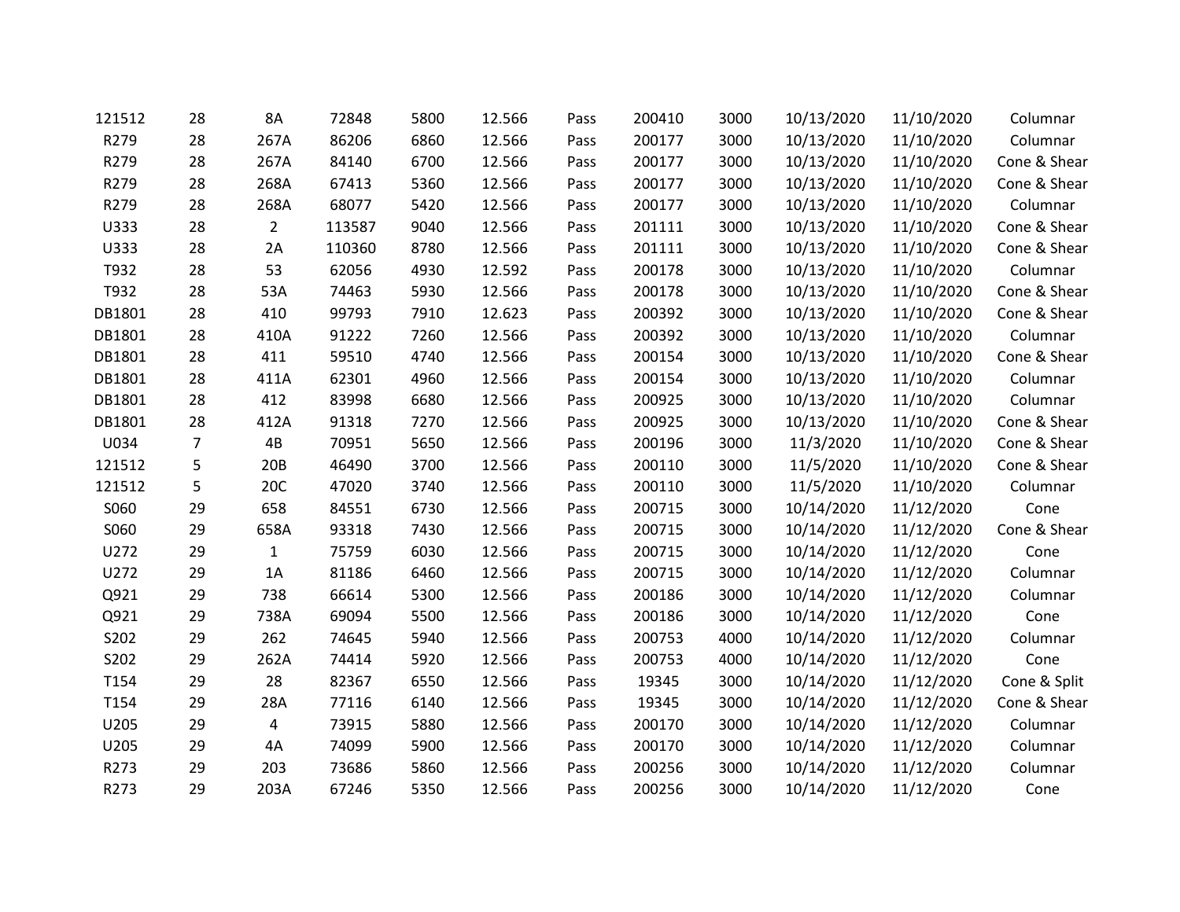| | | | | | | | | | | | |
|---|---|---|---|---|---|---|---|---|---|---|---|
| 121512 | 28 | 8A | 72848 | 5800 | 12.566 | Pass | 200410 | 3000 | 10/13/2020 | 11/10/2020 | Columnar |
| R279 | 28 | 267A | 86206 | 6860 | 12.566 | Pass | 200177 | 3000 | 10/13/2020 | 11/10/2020 | Columnar |
| R279 | 28 | 267A | 84140 | 6700 | 12.566 | Pass | 200177 | 3000 | 10/13/2020 | 11/10/2020 | Cone & Shear |
| R279 | 28 | 268A | 67413 | 5360 | 12.566 | Pass | 200177 | 3000 | 10/13/2020 | 11/10/2020 | Cone & Shear |
| R279 | 28 | 268A | 68077 | 5420 | 12.566 | Pass | 200177 | 3000 | 10/13/2020 | 11/10/2020 | Columnar |
| U333 | 28 | 2 | 113587 | 9040 | 12.566 | Pass | 201111 | 3000 | 10/13/2020 | 11/10/2020 | Cone & Shear |
| U333 | 28 | 2A | 110360 | 8780 | 12.566 | Pass | 201111 | 3000 | 10/13/2020 | 11/10/2020 | Cone & Shear |
| T932 | 28 | 53 | 62056 | 4930 | 12.592 | Pass | 200178 | 3000 | 10/13/2020 | 11/10/2020 | Columnar |
| T932 | 28 | 53A | 74463 | 5930 | 12.566 | Pass | 200178 | 3000 | 10/13/2020 | 11/10/2020 | Cone & Shear |
| DB1801 | 28 | 410 | 99793 | 7910 | 12.623 | Pass | 200392 | 3000 | 10/13/2020 | 11/10/2020 | Cone & Shear |
| DB1801 | 28 | 410A | 91222 | 7260 | 12.566 | Pass | 200392 | 3000 | 10/13/2020 | 11/10/2020 | Columnar |
| DB1801 | 28 | 411 | 59510 | 4740 | 12.566 | Pass | 200154 | 3000 | 10/13/2020 | 11/10/2020 | Cone & Shear |
| DB1801 | 28 | 411A | 62301 | 4960 | 12.566 | Pass | 200154 | 3000 | 10/13/2020 | 11/10/2020 | Columnar |
| DB1801 | 28 | 412 | 83998 | 6680 | 12.566 | Pass | 200925 | 3000 | 10/13/2020 | 11/10/2020 | Columnar |
| DB1801 | 28 | 412A | 91318 | 7270 | 12.566 | Pass | 200925 | 3000 | 10/13/2020 | 11/10/2020 | Cone & Shear |
| U034 | 7 | 4B | 70951 | 5650 | 12.566 | Pass | 200196 | 3000 | 11/3/2020 | 11/10/2020 | Cone & Shear |
| 121512 | 5 | 20B | 46490 | 3700 | 12.566 | Pass | 200110 | 3000 | 11/5/2020 | 11/10/2020 | Cone & Shear |
| 121512 | 5 | 20C | 47020 | 3740 | 12.566 | Pass | 200110 | 3000 | 11/5/2020 | 11/10/2020 | Columnar |
| S060 | 29 | 658 | 84551 | 6730 | 12.566 | Pass | 200715 | 3000 | 10/14/2020 | 11/12/2020 | Cone |
| S060 | 29 | 658A | 93318 | 7430 | 12.566 | Pass | 200715 | 3000 | 10/14/2020 | 11/12/2020 | Cone & Shear |
| U272 | 29 | 1 | 75759 | 6030 | 12.566 | Pass | 200715 | 3000 | 10/14/2020 | 11/12/2020 | Cone |
| U272 | 29 | 1A | 81186 | 6460 | 12.566 | Pass | 200715 | 3000 | 10/14/2020 | 11/12/2020 | Columnar |
| Q921 | 29 | 738 | 66614 | 5300 | 12.566 | Pass | 200186 | 3000 | 10/14/2020 | 11/12/2020 | Columnar |
| Q921 | 29 | 738A | 69094 | 5500 | 12.566 | Pass | 200186 | 3000 | 10/14/2020 | 11/12/2020 | Cone |
| S202 | 29 | 262 | 74645 | 5940 | 12.566 | Pass | 200753 | 4000 | 10/14/2020 | 11/12/2020 | Columnar |
| S202 | 29 | 262A | 74414 | 5920 | 12.566 | Pass | 200753 | 4000 | 10/14/2020 | 11/12/2020 | Cone |
| T154 | 29 | 28 | 82367 | 6550 | 12.566 | Pass | 19345 | 3000 | 10/14/2020 | 11/12/2020 | Cone & Split |
| T154 | 29 | 28A | 77116 | 6140 | 12.566 | Pass | 19345 | 3000 | 10/14/2020 | 11/12/2020 | Cone & Shear |
| U205 | 29 | 4 | 73915 | 5880 | 12.566 | Pass | 200170 | 3000 | 10/14/2020 | 11/12/2020 | Columnar |
| U205 | 29 | 4A | 74099 | 5900 | 12.566 | Pass | 200170 | 3000 | 10/14/2020 | 11/12/2020 | Columnar |
| R273 | 29 | 203 | 73686 | 5860 | 12.566 | Pass | 200256 | 3000 | 10/14/2020 | 11/12/2020 | Columnar |
| R273 | 29 | 203A | 67246 | 5350 | 12.566 | Pass | 200256 | 3000 | 10/14/2020 | 11/12/2020 | Cone |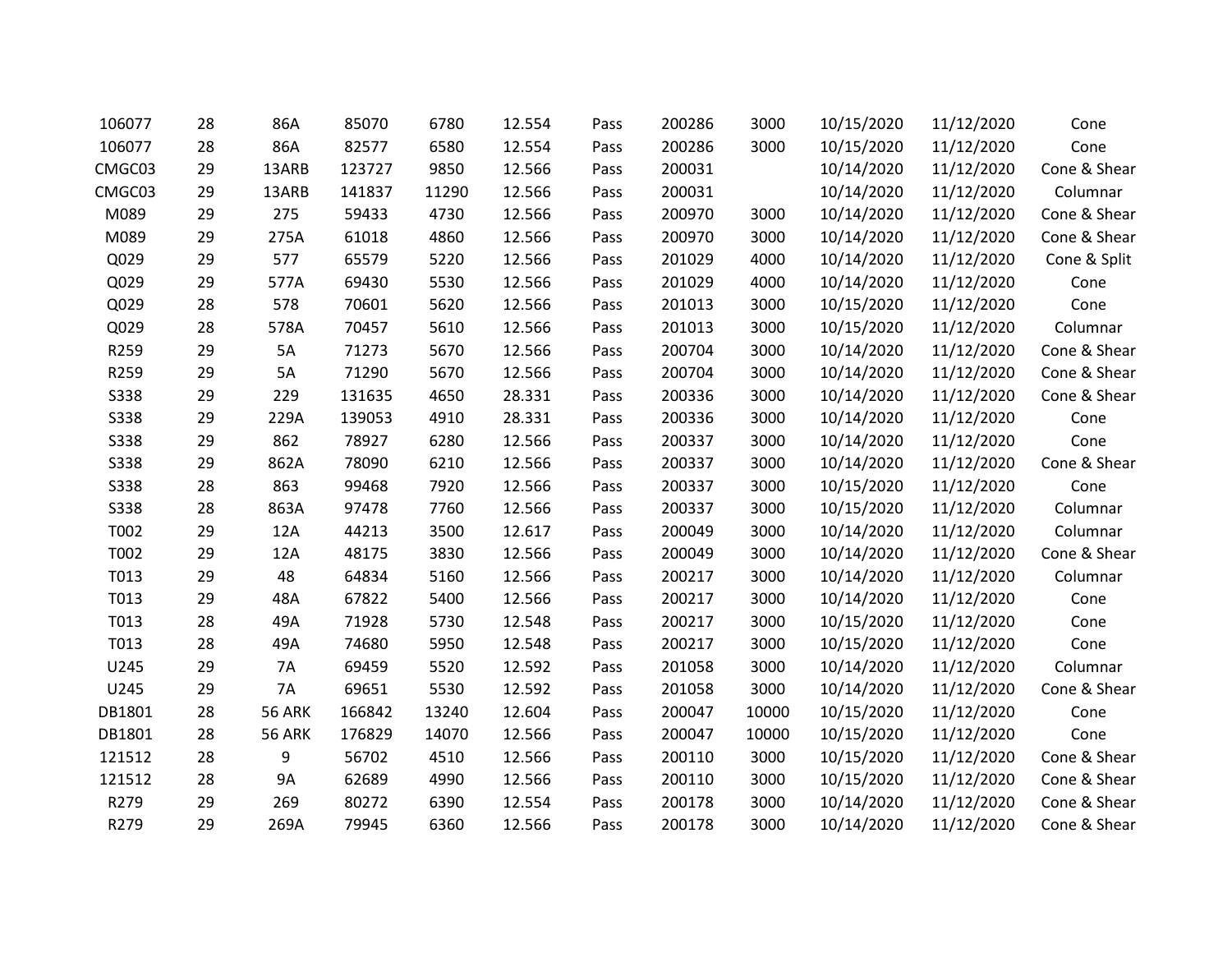| | | | | | | | | | | | |
|---|---|---|---|---|---|---|---|---|---|---|---|
| 106077 | 28 | 86A | 85070 | 6780 | 12.554 | Pass | 200286 | 3000 | 10/15/2020 | 11/12/2020 | Cone |
| 106077 | 28 | 86A | 82577 | 6580 | 12.554 | Pass | 200286 | 3000 | 10/15/2020 | 11/12/2020 | Cone |
| CMGC03 | 29 | 13ARB | 123727 | 9850 | 12.566 | Pass | 200031 | | 10/14/2020 | 11/12/2020 | Cone & Shear |
| CMGC03 | 29 | 13ARB | 141837 | 11290 | 12.566 | Pass | 200031 | | 10/14/2020 | 11/12/2020 | Columnar |
| M089 | 29 | 275 | 59433 | 4730 | 12.566 | Pass | 200970 | 3000 | 10/14/2020 | 11/12/2020 | Cone & Shear |
| M089 | 29 | 275A | 61018 | 4860 | 12.566 | Pass | 200970 | 3000 | 10/14/2020 | 11/12/2020 | Cone & Shear |
| Q029 | 29 | 577 | 65579 | 5220 | 12.566 | Pass | 201029 | 4000 | 10/14/2020 | 11/12/2020 | Cone & Split |
| Q029 | 29 | 577A | 69430 | 5530 | 12.566 | Pass | 201029 | 4000 | 10/14/2020 | 11/12/2020 | Cone |
| Q029 | 28 | 578 | 70601 | 5620 | 12.566 | Pass | 201013 | 3000 | 10/15/2020 | 11/12/2020 | Cone |
| Q029 | 28 | 578A | 70457 | 5610 | 12.566 | Pass | 201013 | 3000 | 10/15/2020 | 11/12/2020 | Columnar |
| R259 | 29 | 5A | 71273 | 5670 | 12.566 | Pass | 200704 | 3000 | 10/14/2020 | 11/12/2020 | Cone & Shear |
| R259 | 29 | 5A | 71290 | 5670 | 12.566 | Pass | 200704 | 3000 | 10/14/2020 | 11/12/2020 | Cone & Shear |
| S338 | 29 | 229 | 131635 | 4650 | 28.331 | Pass | 200336 | 3000 | 10/14/2020 | 11/12/2020 | Cone & Shear |
| S338 | 29 | 229A | 139053 | 4910 | 28.331 | Pass | 200336 | 3000 | 10/14/2020 | 11/12/2020 | Cone |
| S338 | 29 | 862 | 78927 | 6280 | 12.566 | Pass | 200337 | 3000 | 10/14/2020 | 11/12/2020 | Cone |
| S338 | 29 | 862A | 78090 | 6210 | 12.566 | Pass | 200337 | 3000 | 10/14/2020 | 11/12/2020 | Cone & Shear |
| S338 | 28 | 863 | 99468 | 7920 | 12.566 | Pass | 200337 | 3000 | 10/15/2020 | 11/12/2020 | Cone |
| S338 | 28 | 863A | 97478 | 7760 | 12.566 | Pass | 200337 | 3000 | 10/15/2020 | 11/12/2020 | Columnar |
| T002 | 29 | 12A | 44213 | 3500 | 12.617 | Pass | 200049 | 3000 | 10/14/2020 | 11/12/2020 | Columnar |
| T002 | 29 | 12A | 48175 | 3830 | 12.566 | Pass | 200049 | 3000 | 10/14/2020 | 11/12/2020 | Cone & Shear |
| T013 | 29 | 48 | 64834 | 5160 | 12.566 | Pass | 200217 | 3000 | 10/14/2020 | 11/12/2020 | Columnar |
| T013 | 29 | 48A | 67822 | 5400 | 12.566 | Pass | 200217 | 3000 | 10/14/2020 | 11/12/2020 | Cone |
| T013 | 28 | 49A | 71928 | 5730 | 12.548 | Pass | 200217 | 3000 | 10/15/2020 | 11/12/2020 | Cone |
| T013 | 28 | 49A | 74680 | 5950 | 12.548 | Pass | 200217 | 3000 | 10/15/2020 | 11/12/2020 | Cone |
| U245 | 29 | 7A | 69459 | 5520 | 12.592 | Pass | 201058 | 3000 | 10/14/2020 | 11/12/2020 | Columnar |
| U245 | 29 | 7A | 69651 | 5530 | 12.592 | Pass | 201058 | 3000 | 10/14/2020 | 11/12/2020 | Cone & Shear |
| DB1801 | 28 | 56 ARK | 166842 | 13240 | 12.604 | Pass | 200047 | 10000 | 10/15/2020 | 11/12/2020 | Cone |
| DB1801 | 28 | 56 ARK | 176829 | 14070 | 12.566 | Pass | 200047 | 10000 | 10/15/2020 | 11/12/2020 | Cone |
| 121512 | 28 | 9 | 56702 | 4510 | 12.566 | Pass | 200110 | 3000 | 10/15/2020 | 11/12/2020 | Cone & Shear |
| 121512 | 28 | 9A | 62689 | 4990 | 12.566 | Pass | 200110 | 3000 | 10/15/2020 | 11/12/2020 | Cone & Shear |
| R279 | 29 | 269 | 80272 | 6390 | 12.554 | Pass | 200178 | 3000 | 10/14/2020 | 11/12/2020 | Cone & Shear |
| R279 | 29 | 269A | 79945 | 6360 | 12.566 | Pass | 200178 | 3000 | 10/14/2020 | 11/12/2020 | Cone & Shear |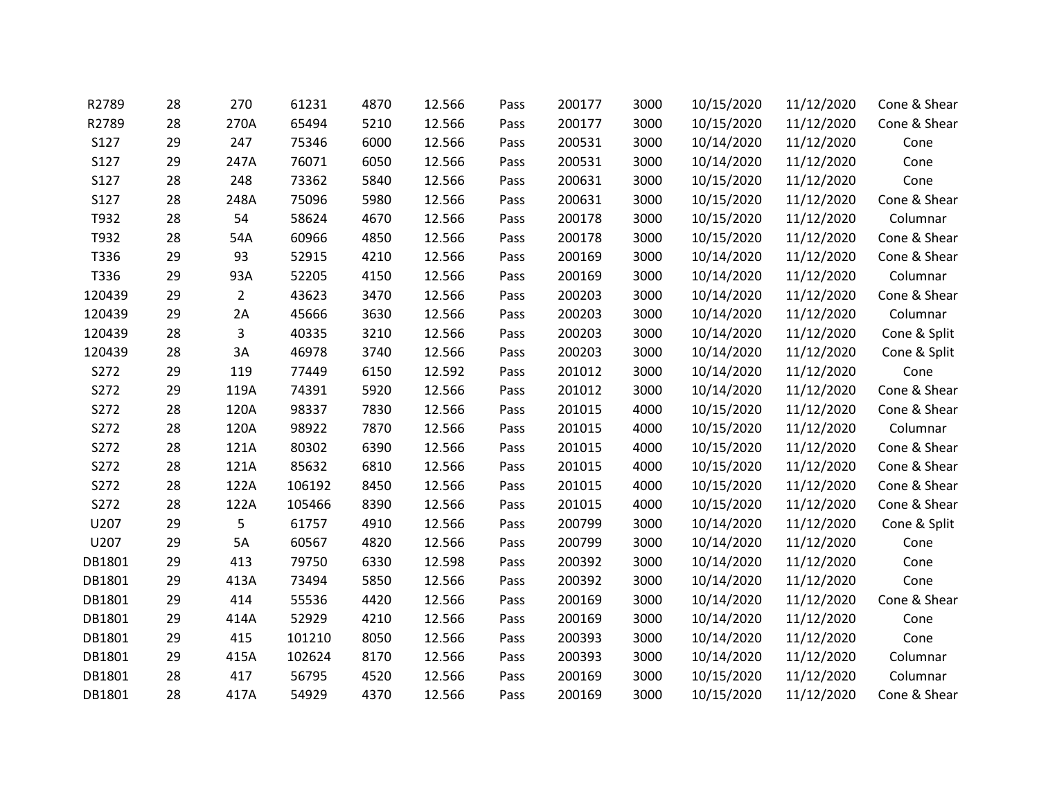| | | | | | | | | | | | |
|---|---|---|---|---|---|---|---|---|---|---|---|
| R2789 | 28 | 270 | 61231 | 4870 | 12.566 | Pass | 200177 | 3000 | 10/15/2020 | 11/12/2020 | Cone & Shear |
| R2789 | 28 | 270A | 65494 | 5210 | 12.566 | Pass | 200177 | 3000 | 10/15/2020 | 11/12/2020 | Cone & Shear |
| S127 | 29 | 247 | 75346 | 6000 | 12.566 | Pass | 200531 | 3000 | 10/14/2020 | 11/12/2020 | Cone |
| S127 | 29 | 247A | 76071 | 6050 | 12.566 | Pass | 200531 | 3000 | 10/14/2020 | 11/12/2020 | Cone |
| S127 | 28 | 248 | 73362 | 5840 | 12.566 | Pass | 200631 | 3000 | 10/15/2020 | 11/12/2020 | Cone |
| S127 | 28 | 248A | 75096 | 5980 | 12.566 | Pass | 200631 | 3000 | 10/15/2020 | 11/12/2020 | Cone & Shear |
| T932 | 28 | 54 | 58624 | 4670 | 12.566 | Pass | 200178 | 3000 | 10/15/2020 | 11/12/2020 | Columnar |
| T932 | 28 | 54A | 60966 | 4850 | 12.566 | Pass | 200178 | 3000 | 10/15/2020 | 11/12/2020 | Cone & Shear |
| T336 | 29 | 93 | 52915 | 4210 | 12.566 | Pass | 200169 | 3000 | 10/14/2020 | 11/12/2020 | Cone & Shear |
| T336 | 29 | 93A | 52205 | 4150 | 12.566 | Pass | 200169 | 3000 | 10/14/2020 | 11/12/2020 | Columnar |
| 120439 | 29 | 2 | 43623 | 3470 | 12.566 | Pass | 200203 | 3000 | 10/14/2020 | 11/12/2020 | Cone & Shear |
| 120439 | 29 | 2A | 45666 | 3630 | 12.566 | Pass | 200203 | 3000 | 10/14/2020 | 11/12/2020 | Columnar |
| 120439 | 28 | 3 | 40335 | 3210 | 12.566 | Pass | 200203 | 3000 | 10/14/2020 | 11/12/2020 | Cone & Split |
| 120439 | 28 | 3A | 46978 | 3740 | 12.566 | Pass | 200203 | 3000 | 10/14/2020 | 11/12/2020 | Cone & Split |
| S272 | 29 | 119 | 77449 | 6150 | 12.592 | Pass | 201012 | 3000 | 10/14/2020 | 11/12/2020 | Cone |
| S272 | 29 | 119A | 74391 | 5920 | 12.566 | Pass | 201012 | 3000 | 10/14/2020 | 11/12/2020 | Cone & Shear |
| S272 | 28 | 120A | 98337 | 7830 | 12.566 | Pass | 201015 | 4000 | 10/15/2020 | 11/12/2020 | Cone & Shear |
| S272 | 28 | 120A | 98922 | 7870 | 12.566 | Pass | 201015 | 4000 | 10/15/2020 | 11/12/2020 | Columnar |
| S272 | 28 | 121A | 80302 | 6390 | 12.566 | Pass | 201015 | 4000 | 10/15/2020 | 11/12/2020 | Cone & Shear |
| S272 | 28 | 121A | 85632 | 6810 | 12.566 | Pass | 201015 | 4000 | 10/15/2020 | 11/12/2020 | Cone & Shear |
| S272 | 28 | 122A | 106192 | 8450 | 12.566 | Pass | 201015 | 4000 | 10/15/2020 | 11/12/2020 | Cone & Shear |
| S272 | 28 | 122A | 105466 | 8390 | 12.566 | Pass | 201015 | 4000 | 10/15/2020 | 11/12/2020 | Cone & Shear |
| U207 | 29 | 5 | 61757 | 4910 | 12.566 | Pass | 200799 | 3000 | 10/14/2020 | 11/12/2020 | Cone & Split |
| U207 | 29 | 5A | 60567 | 4820 | 12.566 | Pass | 200799 | 3000 | 10/14/2020 | 11/12/2020 | Cone |
| DB1801 | 29 | 413 | 79750 | 6330 | 12.598 | Pass | 200392 | 3000 | 10/14/2020 | 11/12/2020 | Cone |
| DB1801 | 29 | 413A | 73494 | 5850 | 12.566 | Pass | 200392 | 3000 | 10/14/2020 | 11/12/2020 | Cone |
| DB1801 | 29 | 414 | 55536 | 4420 | 12.566 | Pass | 200169 | 3000 | 10/14/2020 | 11/12/2020 | Cone & Shear |
| DB1801 | 29 | 414A | 52929 | 4210 | 12.566 | Pass | 200169 | 3000 | 10/14/2020 | 11/12/2020 | Cone |
| DB1801 | 29 | 415 | 101210 | 8050 | 12.566 | Pass | 200393 | 3000 | 10/14/2020 | 11/12/2020 | Cone |
| DB1801 | 29 | 415A | 102624 | 8170 | 12.566 | Pass | 200393 | 3000 | 10/14/2020 | 11/12/2020 | Columnar |
| DB1801 | 28 | 417 | 56795 | 4520 | 12.566 | Pass | 200169 | 3000 | 10/15/2020 | 11/12/2020 | Columnar |
| DB1801 | 28 | 417A | 54929 | 4370 | 12.566 | Pass | 200169 | 3000 | 10/15/2020 | 11/12/2020 | Cone & Shear |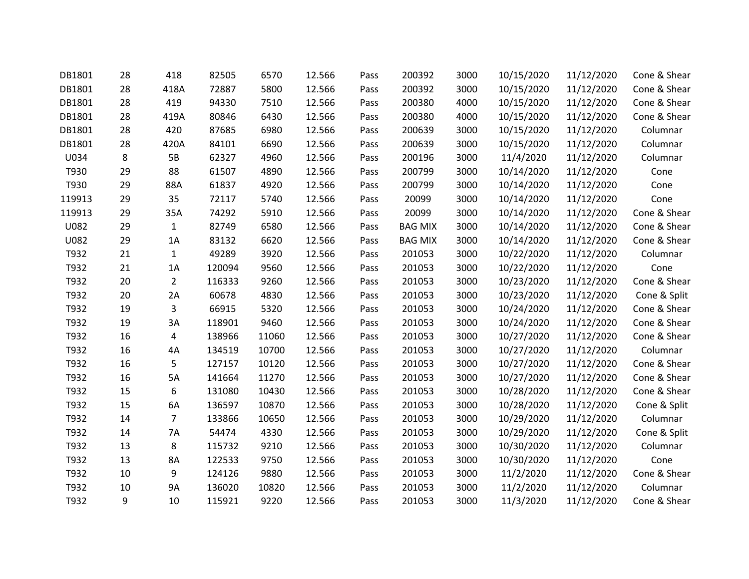| | | | | | | | | | | | |
|---|---|---|---|---|---|---|---|---|---|---|---|
| DB1801 | 28 | 418 | 82505 | 6570 | 12.566 | Pass | 200392 | 3000 | 10/15/2020 | 11/12/2020 | Cone & Shear |
| DB1801 | 28 | 418A | 72887 | 5800 | 12.566 | Pass | 200392 | 3000 | 10/15/2020 | 11/12/2020 | Cone & Shear |
| DB1801 | 28 | 419 | 94330 | 7510 | 12.566 | Pass | 200380 | 4000 | 10/15/2020 | 11/12/2020 | Cone & Shear |
| DB1801 | 28 | 419A | 80846 | 6430 | 12.566 | Pass | 200380 | 4000 | 10/15/2020 | 11/12/2020 | Cone & Shear |
| DB1801 | 28 | 420 | 87685 | 6980 | 12.566 | Pass | 200639 | 3000 | 10/15/2020 | 11/12/2020 | Columnar |
| DB1801 | 28 | 420A | 84101 | 6690 | 12.566 | Pass | 200639 | 3000 | 10/15/2020 | 11/12/2020 | Columnar |
| U034 | 8 | 5B | 62327 | 4960 | 12.566 | Pass | 200196 | 3000 | 11/4/2020 | 11/12/2020 | Columnar |
| T930 | 29 | 88 | 61507 | 4890 | 12.566 | Pass | 200799 | 3000 | 10/14/2020 | 11/12/2020 | Cone |
| T930 | 29 | 88A | 61837 | 4920 | 12.566 | Pass | 200799 | 3000 | 10/14/2020 | 11/12/2020 | Cone |
| 119913 | 29 | 35 | 72117 | 5740 | 12.566 | Pass | 20099 | 3000 | 10/14/2020 | 11/12/2020 | Cone |
| 119913 | 29 | 35A | 74292 | 5910 | 12.566 | Pass | 20099 | 3000 | 10/14/2020 | 11/12/2020 | Cone & Shear |
| U082 | 29 | 1 | 82749 | 6580 | 12.566 | Pass | BAG MIX | 3000 | 10/14/2020 | 11/12/2020 | Cone & Shear |
| U082 | 29 | 1A | 83132 | 6620 | 12.566 | Pass | BAG MIX | 3000 | 10/14/2020 | 11/12/2020 | Cone & Shear |
| T932 | 21 | 1 | 49289 | 3920 | 12.566 | Pass | 201053 | 3000 | 10/22/2020 | 11/12/2020 | Columnar |
| T932 | 21 | 1A | 120094 | 9560 | 12.566 | Pass | 201053 | 3000 | 10/22/2020 | 11/12/2020 | Cone |
| T932 | 20 | 2 | 116333 | 9260 | 12.566 | Pass | 201053 | 3000 | 10/23/2020 | 11/12/2020 | Cone & Shear |
| T932 | 20 | 2A | 60678 | 4830 | 12.566 | Pass | 201053 | 3000 | 10/23/2020 | 11/12/2020 | Cone & Split |
| T932 | 19 | 3 | 66915 | 5320 | 12.566 | Pass | 201053 | 3000 | 10/24/2020 | 11/12/2020 | Cone & Shear |
| T932 | 19 | 3A | 118901 | 9460 | 12.566 | Pass | 201053 | 3000 | 10/24/2020 | 11/12/2020 | Cone & Shear |
| T932 | 16 | 4 | 138966 | 11060 | 12.566 | Pass | 201053 | 3000 | 10/27/2020 | 11/12/2020 | Cone & Shear |
| T932 | 16 | 4A | 134519 | 10700 | 12.566 | Pass | 201053 | 3000 | 10/27/2020 | 11/12/2020 | Columnar |
| T932 | 16 | 5 | 127157 | 10120 | 12.566 | Pass | 201053 | 3000 | 10/27/2020 | 11/12/2020 | Cone & Shear |
| T932 | 16 | 5A | 141664 | 11270 | 12.566 | Pass | 201053 | 3000 | 10/27/2020 | 11/12/2020 | Cone & Shear |
| T932 | 15 | 6 | 131080 | 10430 | 12.566 | Pass | 201053 | 3000 | 10/28/2020 | 11/12/2020 | Cone & Shear |
| T932 | 15 | 6A | 136597 | 10870 | 12.566 | Pass | 201053 | 3000 | 10/28/2020 | 11/12/2020 | Cone & Split |
| T932 | 14 | 7 | 133866 | 10650 | 12.566 | Pass | 201053 | 3000 | 10/29/2020 | 11/12/2020 | Columnar |
| T932 | 14 | 7A | 54474 | 4330 | 12.566 | Pass | 201053 | 3000 | 10/29/2020 | 11/12/2020 | Cone & Split |
| T932 | 13 | 8 | 115732 | 9210 | 12.566 | Pass | 201053 | 3000 | 10/30/2020 | 11/12/2020 | Columnar |
| T932 | 13 | 8A | 122533 | 9750 | 12.566 | Pass | 201053 | 3000 | 10/30/2020 | 11/12/2020 | Cone |
| T932 | 10 | 9 | 124126 | 9880 | 12.566 | Pass | 201053 | 3000 | 11/2/2020 | 11/12/2020 | Cone & Shear |
| T932 | 10 | 9A | 136020 | 10820 | 12.566 | Pass | 201053 | 3000 | 11/2/2020 | 11/12/2020 | Columnar |
| T932 | 9 | 10 | 115921 | 9220 | 12.566 | Pass | 201053 | 3000 | 11/3/2020 | 11/12/2020 | Cone & Shear |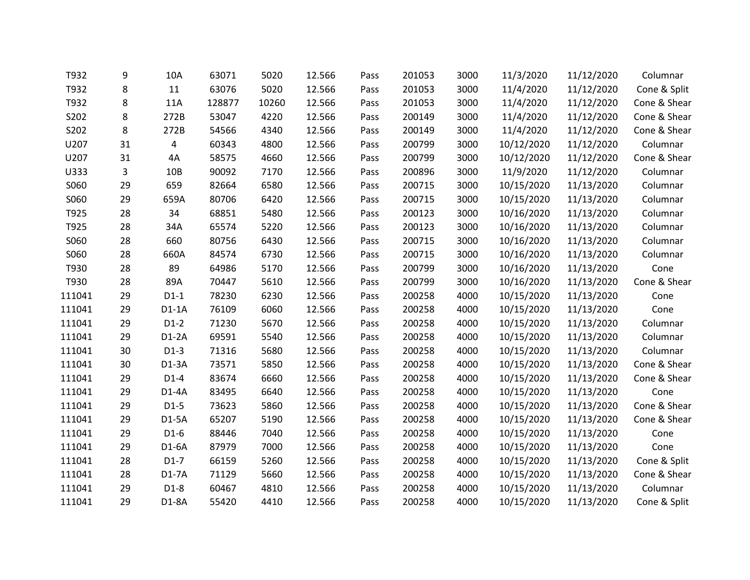| | | | | | | | | | | | |
|---|---|---|---|---|---|---|---|---|---|---|---|
| T932 | 9 | 10A | 63071 | 5020 | 12.566 | Pass | 201053 | 3000 | 11/3/2020 | 11/12/2020 | Columnar |
| T932 | 8 | 11 | 63076 | 5020 | 12.566 | Pass | 201053 | 3000 | 11/4/2020 | 11/12/2020 | Cone & Split |
| T932 | 8 | 11A | 128877 | 10260 | 12.566 | Pass | 201053 | 3000 | 11/4/2020 | 11/12/2020 | Cone & Shear |
| S202 | 8 | 272B | 53047 | 4220 | 12.566 | Pass | 200149 | 3000 | 11/4/2020 | 11/12/2020 | Cone & Shear |
| S202 | 8 | 272B | 54566 | 4340 | 12.566 | Pass | 200149 | 3000 | 11/4/2020 | 11/12/2020 | Cone & Shear |
| U207 | 31 | 4 | 60343 | 4800 | 12.566 | Pass | 200799 | 3000 | 10/12/2020 | 11/12/2020 | Columnar |
| U207 | 31 | 4A | 58575 | 4660 | 12.566 | Pass | 200799 | 3000 | 10/12/2020 | 11/12/2020 | Cone & Shear |
| U333 | 3 | 10B | 90092 | 7170 | 12.566 | Pass | 200896 | 3000 | 11/9/2020 | 11/12/2020 | Columnar |
| S060 | 29 | 659 | 82664 | 6580 | 12.566 | Pass | 200715 | 3000 | 10/15/2020 | 11/13/2020 | Columnar |
| S060 | 29 | 659A | 80706 | 6420 | 12.566 | Pass | 200715 | 3000 | 10/15/2020 | 11/13/2020 | Columnar |
| T925 | 28 | 34 | 68851 | 5480 | 12.566 | Pass | 200123 | 3000 | 10/16/2020 | 11/13/2020 | Columnar |
| T925 | 28 | 34A | 65574 | 5220 | 12.566 | Pass | 200123 | 3000 | 10/16/2020 | 11/13/2020 | Columnar |
| S060 | 28 | 660 | 80756 | 6430 | 12.566 | Pass | 200715 | 3000 | 10/16/2020 | 11/13/2020 | Columnar |
| S060 | 28 | 660A | 84574 | 6730 | 12.566 | Pass | 200715 | 3000 | 10/16/2020 | 11/13/2020 | Columnar |
| T930 | 28 | 89 | 64986 | 5170 | 12.566 | Pass | 200799 | 3000 | 10/16/2020 | 11/13/2020 | Cone |
| T930 | 28 | 89A | 70447 | 5610 | 12.566 | Pass | 200799 | 3000 | 10/16/2020 | 11/13/2020 | Cone & Shear |
| 111041 | 29 | D1-1 | 78230 | 6230 | 12.566 | Pass | 200258 | 4000 | 10/15/2020 | 11/13/2020 | Cone |
| 111041 | 29 | D1-1A | 76109 | 6060 | 12.566 | Pass | 200258 | 4000 | 10/15/2020 | 11/13/2020 | Cone |
| 111041 | 29 | D1-2 | 71230 | 5670 | 12.566 | Pass | 200258 | 4000 | 10/15/2020 | 11/13/2020 | Columnar |
| 111041 | 29 | D1-2A | 69591 | 5540 | 12.566 | Pass | 200258 | 4000 | 10/15/2020 | 11/13/2020 | Columnar |
| 111041 | 30 | D1-3 | 71316 | 5680 | 12.566 | Pass | 200258 | 4000 | 10/15/2020 | 11/13/2020 | Columnar |
| 111041 | 30 | D1-3A | 73571 | 5850 | 12.566 | Pass | 200258 | 4000 | 10/15/2020 | 11/13/2020 | Cone & Shear |
| 111041 | 29 | D1-4 | 83674 | 6660 | 12.566 | Pass | 200258 | 4000 | 10/15/2020 | 11/13/2020 | Cone & Shear |
| 111041 | 29 | D1-4A | 83495 | 6640 | 12.566 | Pass | 200258 | 4000 | 10/15/2020 | 11/13/2020 | Cone |
| 111041 | 29 | D1-5 | 73623 | 5860 | 12.566 | Pass | 200258 | 4000 | 10/15/2020 | 11/13/2020 | Cone & Shear |
| 111041 | 29 | D1-5A | 65207 | 5190 | 12.566 | Pass | 200258 | 4000 | 10/15/2020 | 11/13/2020 | Cone & Shear |
| 111041 | 29 | D1-6 | 88446 | 7040 | 12.566 | Pass | 200258 | 4000 | 10/15/2020 | 11/13/2020 | Cone |
| 111041 | 29 | D1-6A | 87979 | 7000 | 12.566 | Pass | 200258 | 4000 | 10/15/2020 | 11/13/2020 | Cone |
| 111041 | 28 | D1-7 | 66159 | 5260 | 12.566 | Pass | 200258 | 4000 | 10/15/2020 | 11/13/2020 | Cone & Split |
| 111041 | 28 | D1-7A | 71129 | 5660 | 12.566 | Pass | 200258 | 4000 | 10/15/2020 | 11/13/2020 | Cone & Shear |
| 111041 | 29 | D1-8 | 60467 | 4810 | 12.566 | Pass | 200258 | 4000 | 10/15/2020 | 11/13/2020 | Columnar |
| 111041 | 29 | D1-8A | 55420 | 4410 | 12.566 | Pass | 200258 | 4000 | 10/15/2020 | 11/13/2020 | Cone & Split |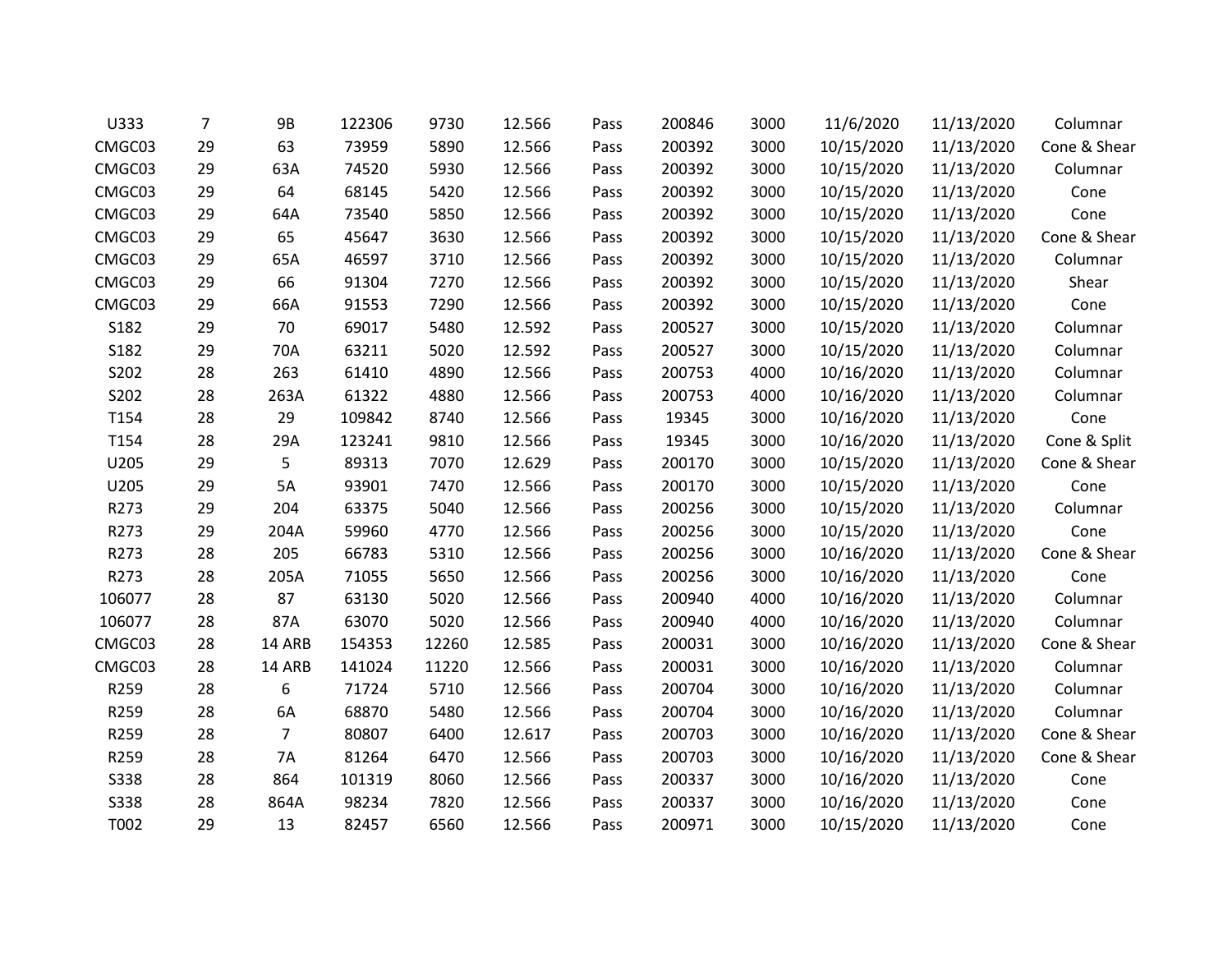| | | | | | | | | | | | |
|---|---|---|---|---|---|---|---|---|---|---|---|
| U333 | 7 | 9B | 122306 | 9730 | 12.566 | Pass | 200846 | 3000 | 11/6/2020 | 11/13/2020 | Columnar |
| CMGC03 | 29 | 63 | 73959 | 5890 | 12.566 | Pass | 200392 | 3000 | 10/15/2020 | 11/13/2020 | Cone & Shear |
| CMGC03 | 29 | 63A | 74520 | 5930 | 12.566 | Pass | 200392 | 3000 | 10/15/2020 | 11/13/2020 | Columnar |
| CMGC03 | 29 | 64 | 68145 | 5420 | 12.566 | Pass | 200392 | 3000 | 10/15/2020 | 11/13/2020 | Cone |
| CMGC03 | 29 | 64A | 73540 | 5850 | 12.566 | Pass | 200392 | 3000 | 10/15/2020 | 11/13/2020 | Cone |
| CMGC03 | 29 | 65 | 45647 | 3630 | 12.566 | Pass | 200392 | 3000 | 10/15/2020 | 11/13/2020 | Cone & Shear |
| CMGC03 | 29 | 65A | 46597 | 3710 | 12.566 | Pass | 200392 | 3000 | 10/15/2020 | 11/13/2020 | Columnar |
| CMGC03 | 29 | 66 | 91304 | 7270 | 12.566 | Pass | 200392 | 3000 | 10/15/2020 | 11/13/2020 | Shear |
| CMGC03 | 29 | 66A | 91553 | 7290 | 12.566 | Pass | 200392 | 3000 | 10/15/2020 | 11/13/2020 | Cone |
| S182 | 29 | 70 | 69017 | 5480 | 12.592 | Pass | 200527 | 3000 | 10/15/2020 | 11/13/2020 | Columnar |
| S182 | 29 | 70A | 63211 | 5020 | 12.592 | Pass | 200527 | 3000 | 10/15/2020 | 11/13/2020 | Columnar |
| S202 | 28 | 263 | 61410 | 4890 | 12.566 | Pass | 200753 | 4000 | 10/16/2020 | 11/13/2020 | Columnar |
| S202 | 28 | 263A | 61322 | 4880 | 12.566 | Pass | 200753 | 4000 | 10/16/2020 | 11/13/2020 | Columnar |
| T154 | 28 | 29 | 109842 | 8740 | 12.566 | Pass | 19345 | 3000 | 10/16/2020 | 11/13/2020 | Cone |
| T154 | 28 | 29A | 123241 | 9810 | 12.566 | Pass | 19345 | 3000 | 10/16/2020 | 11/13/2020 | Cone & Split |
| U205 | 29 | 5 | 89313 | 7070 | 12.629 | Pass | 200170 | 3000 | 10/15/2020 | 11/13/2020 | Cone & Shear |
| U205 | 29 | 5A | 93901 | 7470 | 12.566 | Pass | 200170 | 3000 | 10/15/2020 | 11/13/2020 | Cone |
| R273 | 29 | 204 | 63375 | 5040 | 12.566 | Pass | 200256 | 3000 | 10/15/2020 | 11/13/2020 | Columnar |
| R273 | 29 | 204A | 59960 | 4770 | 12.566 | Pass | 200256 | 3000 | 10/15/2020 | 11/13/2020 | Cone |
| R273 | 28 | 205 | 66783 | 5310 | 12.566 | Pass | 200256 | 3000 | 10/16/2020 | 11/13/2020 | Cone & Shear |
| R273 | 28 | 205A | 71055 | 5650 | 12.566 | Pass | 200256 | 3000 | 10/16/2020 | 11/13/2020 | Cone |
| 106077 | 28 | 87 | 63130 | 5020 | 12.566 | Pass | 200940 | 4000 | 10/16/2020 | 11/13/2020 | Columnar |
| 106077 | 28 | 87A | 63070 | 5020 | 12.566 | Pass | 200940 | 4000 | 10/16/2020 | 11/13/2020 | Columnar |
| CMGC03 | 28 | 14 ARB | 154353 | 12260 | 12.585 | Pass | 200031 | 3000 | 10/16/2020 | 11/13/2020 | Cone & Shear |
| CMGC03 | 28 | 14 ARB | 141024 | 11220 | 12.566 | Pass | 200031 | 3000 | 10/16/2020 | 11/13/2020 | Columnar |
| R259 | 28 | 6 | 71724 | 5710 | 12.566 | Pass | 200704 | 3000 | 10/16/2020 | 11/13/2020 | Columnar |
| R259 | 28 | 6A | 68870 | 5480 | 12.566 | Pass | 200704 | 3000 | 10/16/2020 | 11/13/2020 | Columnar |
| R259 | 28 | 7 | 80807 | 6400 | 12.617 | Pass | 200703 | 3000 | 10/16/2020 | 11/13/2020 | Cone & Shear |
| R259 | 28 | 7A | 81264 | 6470 | 12.566 | Pass | 200703 | 3000 | 10/16/2020 | 11/13/2020 | Cone & Shear |
| S338 | 28 | 864 | 101319 | 8060 | 12.566 | Pass | 200337 | 3000 | 10/16/2020 | 11/13/2020 | Cone |
| S338 | 28 | 864A | 98234 | 7820 | 12.566 | Pass | 200337 | 3000 | 10/16/2020 | 11/13/2020 | Cone |
| T002 | 29 | 13 | 82457 | 6560 | 12.566 | Pass | 200971 | 3000 | 10/15/2020 | 11/13/2020 | Cone |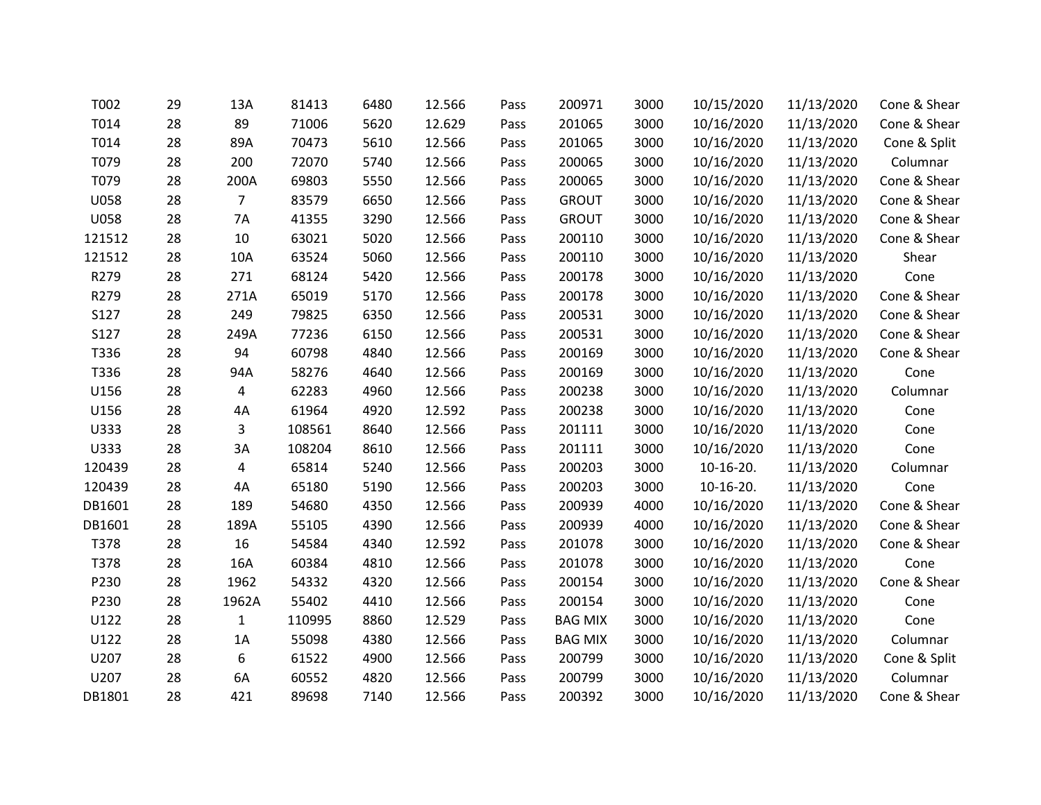| | | | | | | | | | | | |
|---|---|---|---|---|---|---|---|---|---|---|---|
| T002 | 29 | 13A | 81413 | 6480 | 12.566 | Pass | 200971 | 3000 | 10/15/2020 | 11/13/2020 | Cone & Shear |
| T014 | 28 | 89 | 71006 | 5620 | 12.629 | Pass | 201065 | 3000 | 10/16/2020 | 11/13/2020 | Cone & Shear |
| T014 | 28 | 89A | 70473 | 5610 | 12.566 | Pass | 201065 | 3000 | 10/16/2020 | 11/13/2020 | Cone & Split |
| T079 | 28 | 200 | 72070 | 5740 | 12.566 | Pass | 200065 | 3000 | 10/16/2020 | 11/13/2020 | Columnar |
| T079 | 28 | 200A | 69803 | 5550 | 12.566 | Pass | 200065 | 3000 | 10/16/2020 | 11/13/2020 | Cone & Shear |
| U058 | 28 | 7 | 83579 | 6650 | 12.566 | Pass | GROUT | 3000 | 10/16/2020 | 11/13/2020 | Cone & Shear |
| U058 | 28 | 7A | 41355 | 3290 | 12.566 | Pass | GROUT | 3000 | 10/16/2020 | 11/13/2020 | Cone & Shear |
| 121512 | 28 | 10 | 63021 | 5020 | 12.566 | Pass | 200110 | 3000 | 10/16/2020 | 11/13/2020 | Cone & Shear |
| 121512 | 28 | 10A | 63524 | 5060 | 12.566 | Pass | 200110 | 3000 | 10/16/2020 | 11/13/2020 | Shear |
| R279 | 28 | 271 | 68124 | 5420 | 12.566 | Pass | 200178 | 3000 | 10/16/2020 | 11/13/2020 | Cone |
| R279 | 28 | 271A | 65019 | 5170 | 12.566 | Pass | 200178 | 3000 | 10/16/2020 | 11/13/2020 | Cone & Shear |
| S127 | 28 | 249 | 79825 | 6350 | 12.566 | Pass | 200531 | 3000 | 10/16/2020 | 11/13/2020 | Cone & Shear |
| S127 | 28 | 249A | 77236 | 6150 | 12.566 | Pass | 200531 | 3000 | 10/16/2020 | 11/13/2020 | Cone & Shear |
| T336 | 28 | 94 | 60798 | 4840 | 12.566 | Pass | 200169 | 3000 | 10/16/2020 | 11/13/2020 | Cone & Shear |
| T336 | 28 | 94A | 58276 | 4640 | 12.566 | Pass | 200169 | 3000 | 10/16/2020 | 11/13/2020 | Cone |
| U156 | 28 | 4 | 62283 | 4960 | 12.566 | Pass | 200238 | 3000 | 10/16/2020 | 11/13/2020 | Columnar |
| U156 | 28 | 4A | 61964 | 4920 | 12.592 | Pass | 200238 | 3000 | 10/16/2020 | 11/13/2020 | Cone |
| U333 | 28 | 3 | 108561 | 8640 | 12.566 | Pass | 201111 | 3000 | 10/16/2020 | 11/13/2020 | Cone |
| U333 | 28 | 3A | 108204 | 8610 | 12.566 | Pass | 201111 | 3000 | 10/16/2020 | 11/13/2020 | Cone |
| 120439 | 28 | 4 | 65814 | 5240 | 12.566 | Pass | 200203 | 3000 | 10-16-20. | 11/13/2020 | Columnar |
| 120439 | 28 | 4A | 65180 | 5190 | 12.566 | Pass | 200203 | 3000 | 10-16-20. | 11/13/2020 | Cone |
| DB1601 | 28 | 189 | 54680 | 4350 | 12.566 | Pass | 200939 | 4000 | 10/16/2020 | 11/13/2020 | Cone & Shear |
| DB1601 | 28 | 189A | 55105 | 4390 | 12.566 | Pass | 200939 | 4000 | 10/16/2020 | 11/13/2020 | Cone & Shear |
| T378 | 28 | 16 | 54584 | 4340 | 12.592 | Pass | 201078 | 3000 | 10/16/2020 | 11/13/2020 | Cone & Shear |
| T378 | 28 | 16A | 60384 | 4810 | 12.566 | Pass | 201078 | 3000 | 10/16/2020 | 11/13/2020 | Cone |
| P230 | 28 | 1962 | 54332 | 4320 | 12.566 | Pass | 200154 | 3000 | 10/16/2020 | 11/13/2020 | Cone & Shear |
| P230 | 28 | 1962A | 55402 | 4410 | 12.566 | Pass | 200154 | 3000 | 10/16/2020 | 11/13/2020 | Cone |
| U122 | 28 | 1 | 110995 | 8860 | 12.529 | Pass | BAG MIX | 3000 | 10/16/2020 | 11/13/2020 | Cone |
| U122 | 28 | 1A | 55098 | 4380 | 12.566 | Pass | BAG MIX | 3000 | 10/16/2020 | 11/13/2020 | Columnar |
| U207 | 28 | 6 | 61522 | 4900 | 12.566 | Pass | 200799 | 3000 | 10/16/2020 | 11/13/2020 | Cone & Split |
| U207 | 28 | 6A | 60552 | 4820 | 12.566 | Pass | 200799 | 3000 | 10/16/2020 | 11/13/2020 | Columnar |
| DB1801 | 28 | 421 | 89698 | 7140 | 12.566 | Pass | 200392 | 3000 | 10/16/2020 | 11/13/2020 | Cone & Shear |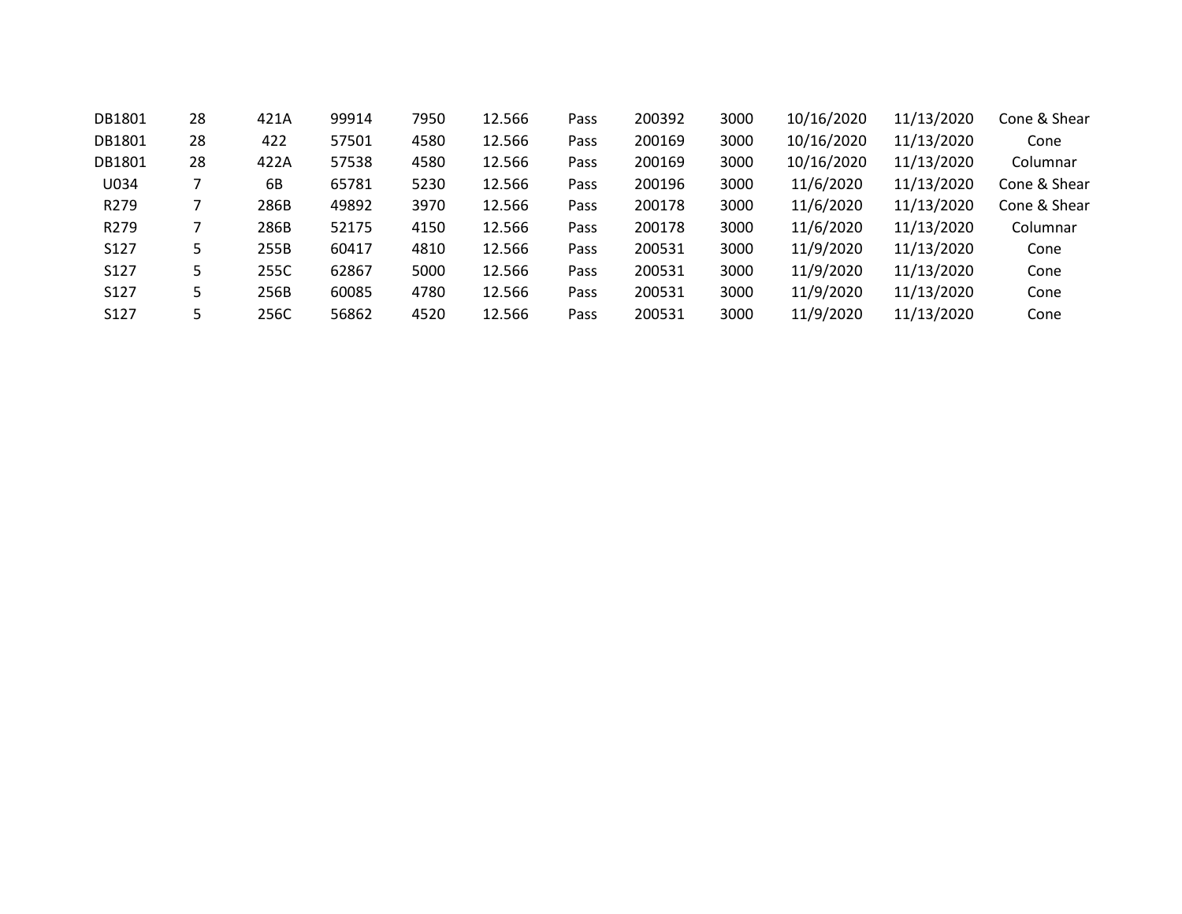| | | | | | | | | | | | |
|---|---|---|---|---|---|---|---|---|---|---|---|
| DB1801 | 28 | 421A | 99914 | 7950 | 12.566 | Pass | 200392 | 3000 | 10/16/2020 | 11/13/2020 | Cone & Shear |
| DB1801 | 28 | 422 | 57501 | 4580 | 12.566 | Pass | 200169 | 3000 | 10/16/2020 | 11/13/2020 | Cone |
| DB1801 | 28 | 422A | 57538 | 4580 | 12.566 | Pass | 200169 | 3000 | 10/16/2020 | 11/13/2020 | Columnar |
| U034 | 7 | 6B | 65781 | 5230 | 12.566 | Pass | 200196 | 3000 | 11/6/2020 | 11/13/2020 | Cone & Shear |
| R279 | 7 | 286B | 49892 | 3970 | 12.566 | Pass | 200178 | 3000 | 11/6/2020 | 11/13/2020 | Cone & Shear |
| R279 | 7 | 286B | 52175 | 4150 | 12.566 | Pass | 200178 | 3000 | 11/6/2020 | 11/13/2020 | Columnar |
| S127 | 5 | 255B | 60417 | 4810 | 12.566 | Pass | 200531 | 3000 | 11/9/2020 | 11/13/2020 | Cone |
| S127 | 5 | 255C | 62867 | 5000 | 12.566 | Pass | 200531 | 3000 | 11/9/2020 | 11/13/2020 | Cone |
| S127 | 5 | 256B | 60085 | 4780 | 12.566 | Pass | 200531 | 3000 | 11/9/2020 | 11/13/2020 | Cone |
| S127 | 5 | 256C | 56862 | 4520 | 12.566 | Pass | 200531 | 3000 | 11/9/2020 | 11/13/2020 | Cone |